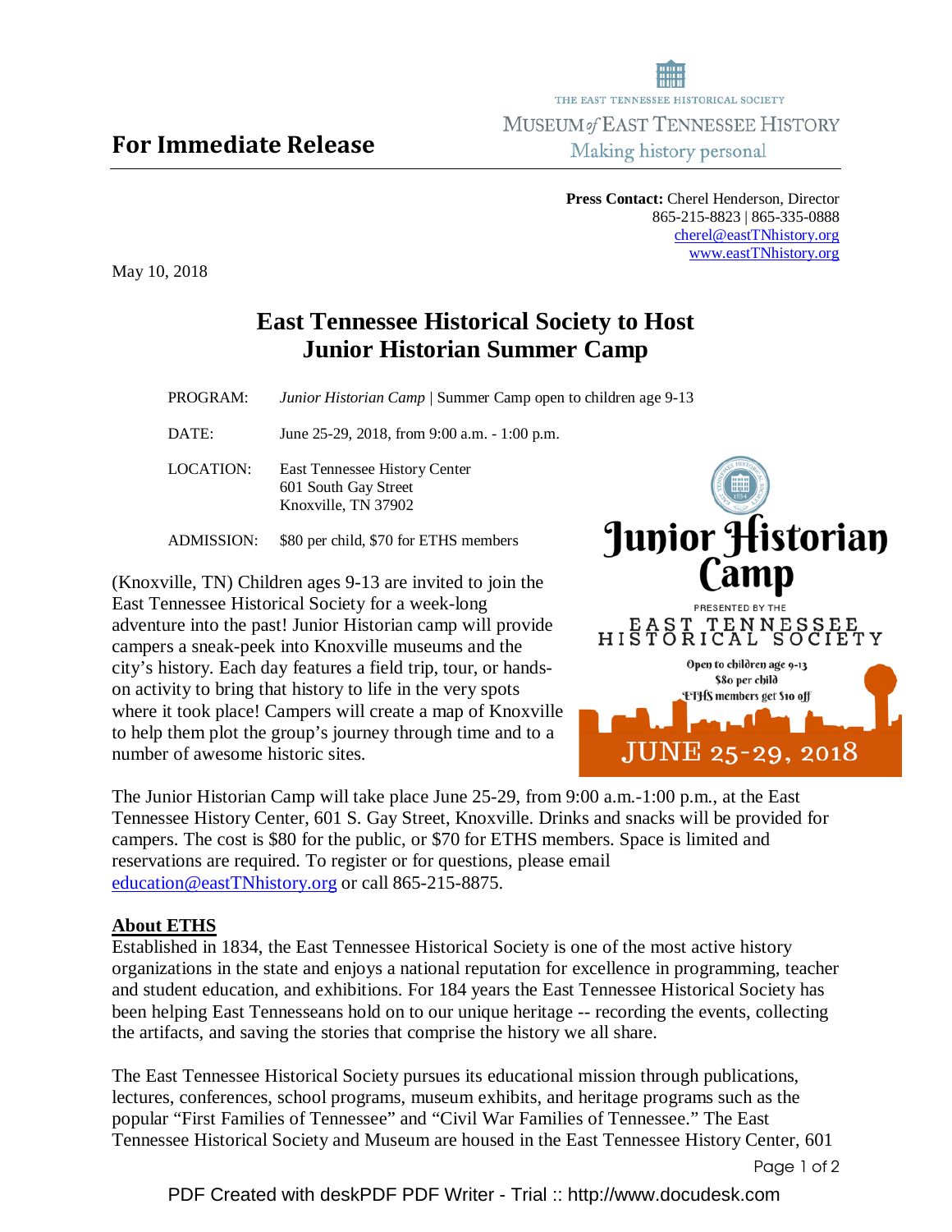# For Immediate Release

THE EAST TENNESSEE HISTORICAL SOCIETY
MUSEUM *of* EAST TENNESSEE HISTORY
Making history personal

**Press Contact:** Cherel Henderson, Director
865-215-8823 | 865-335-0888
cherel@eastTNhistory.org
www.eastTNhistory.org

May 10, 2018

## East Tennessee Historical Society to Host Junior Historian Summer Camp

PROGRAM: *Junior Historian Camp* | Summer Camp open to children age 9-13

DATE: June 25-29, 2018, from 9:00 a.m. - 1:00 p.m.

LOCATION: East Tennessee History Center
601 South Gay Street
Knoxville, TN 37902

ADMISSION: $80 per child, $70 for ETHS members

(Knoxville, TN) Children ages 9-13 are invited to join the East Tennessee Historical Society for a week-long adventure into the past! Junior Historian camp will provide campers a sneak-peek into Knoxville museums and the city's history. Each day features a field trip, tour, or hands-on activity to bring that history to life in the very spots where it took place! Campers will create a map of Knoxville to help them plot the group's journey through time and to a number of awesome historic sites.

Junior Historian Camp
PRESENTED BY THE EAST TENNESSEE HISTORICAL SOCIETY
Open to children age 9-13
$80 per child
ETHS members get $10 off
JUNE 25-29, 2018

The Junior Historian Camp will take place June 25-29, from 9:00 a.m.-1:00 p.m., at the East Tennessee History Center, 601 S. Gay Street, Knoxville. Drinks and snacks will be provided for campers. The cost is $80 for the public, or $70 for ETHS members. Space is limited and reservations are required. To register or for questions, please email education@eastTNhistory.org or call 865-215-8875.

**About ETHS**

Established in 1834, the East Tennessee Historical Society is one of the most active history organizations in the state and enjoys a national reputation for excellence in programming, teacher and student education, and exhibitions. For 184 years the East Tennessee Historical Society has been helping East Tennesseans hold on to our unique heritage -- recording the events, collecting the artifacts, and saving the stories that comprise the history we all share.

The East Tennessee Historical Society pursues its educational mission through publications, lectures, conferences, school programs, museum exhibits, and heritage programs such as the popular "First Families of Tennessee" and "Civil War Families of Tennessee." The East Tennessee Historical Society and Museum are housed in the East Tennessee History Center, 601

PDF Created with deskPDF PDF Writer - Trial :: http://www.docudesk.com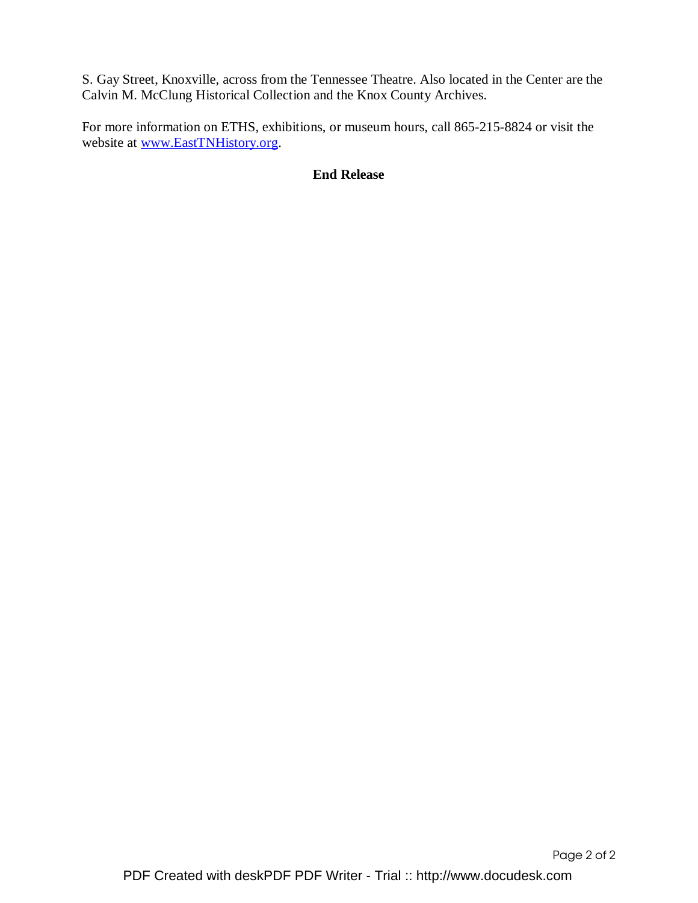S. Gay Street, Knoxville, across from the Tennessee Theatre. Also located in the Center are the Calvin M. McClung Historical Collection and the Knox County Archives.

For more information on ETHS, exhibitions, or museum hours, call 865-215-8824 or visit the website at [www.EastTNHistory.org](http://www.EastTNHistory.org).

**End Release**

PDF Created with deskPDF PDF Writer - Trial :: http://www.docudesk.com